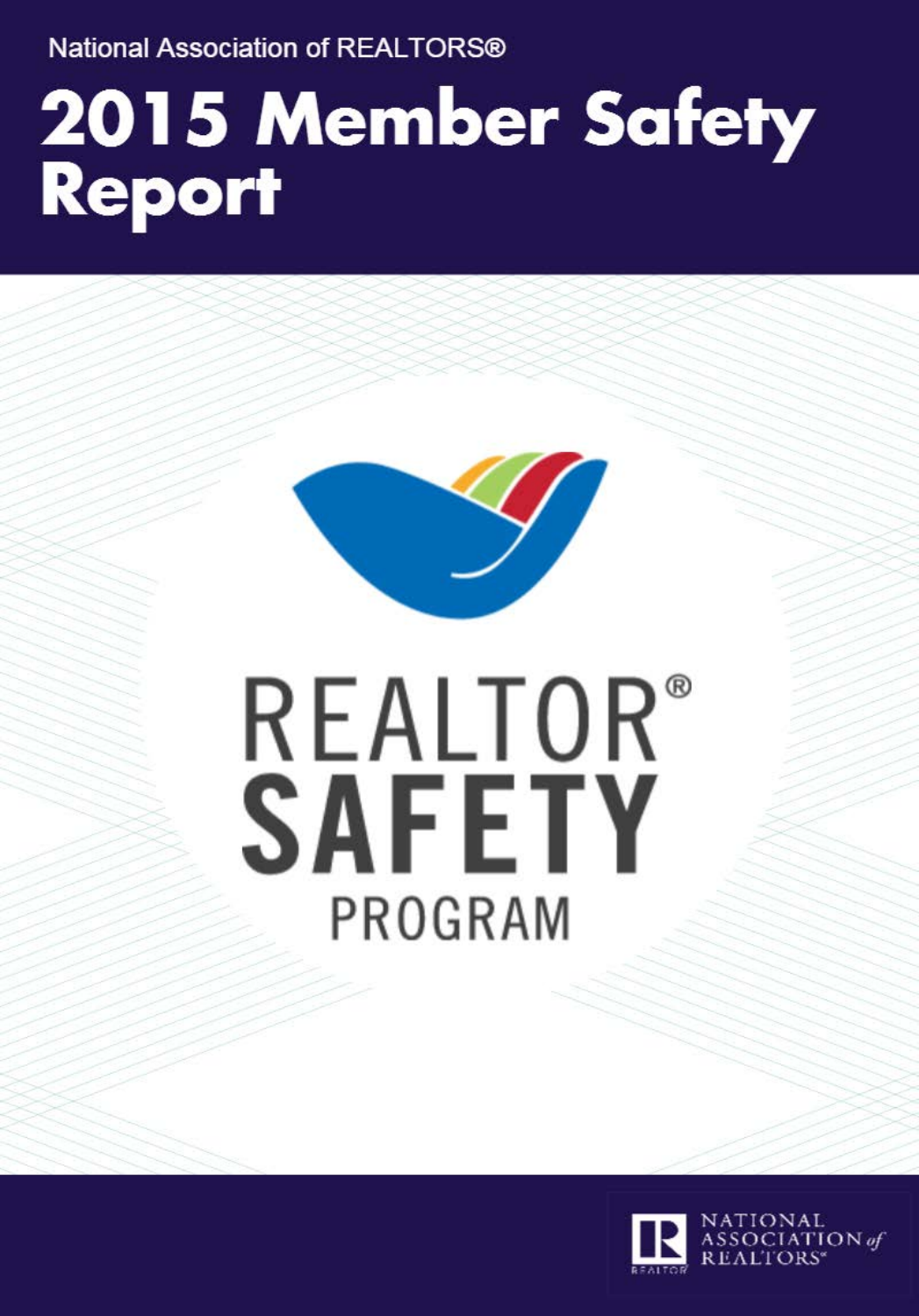National Association of REALTORS®

# 2015 Member Safety Report

REALTOR®
SAFETY
PROGRAM

NATIONAL ASSOCIATION of REALTORS®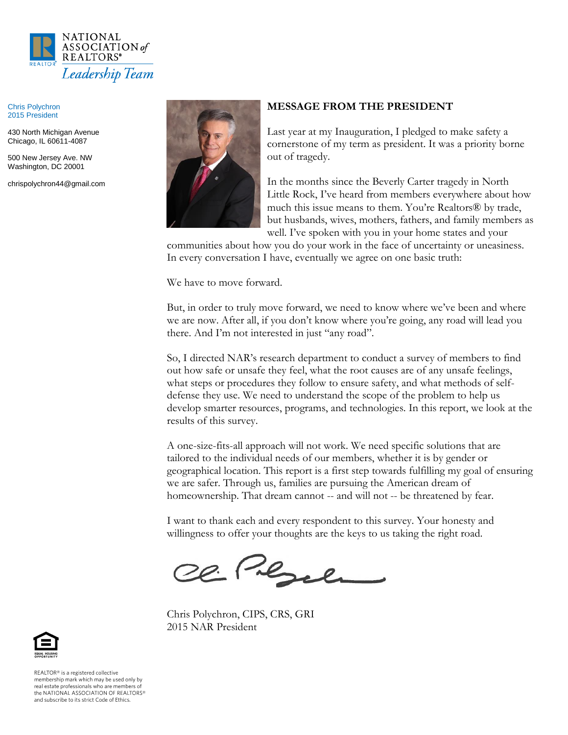NATIONAL ASSOCIATION *of* REALTORS®

*Leadership Team*

Chris Polychron
2015 President

430 North Michigan Avenue
Chicago, IL 60611-4087

500 New Jersey Ave. NW
Washington, DC 20001

chrispolychron44@gmail.com

## MESSAGE FROM THE PRESIDENT

Last year at my Inauguration, I pledged to make safety a cornerstone of my term as president. It was a priority borne out of tragedy.

In the months since the Beverly Carter tragedy in North Little Rock, I've heard from members everywhere about how much this issue means to them. You're Realtors® by trade, but husbands, wives, mothers, fathers, and family members as well. I've spoken with you in your home states and your communities about how you do your work in the face of uncertainty or uneasiness. In every conversation I have, eventually we agree on one basic truth:

We have to move forward.

But, in order to truly move forward, we need to know where we've been and where we are now. After all, if you don't know where you're going, any road will lead you there. And I'm not interested in just "any road".

So, I directed NAR's research department to conduct a survey of members to find out how safe or unsafe they feel, what the root causes are of any unsafe feelings, what steps or procedures they follow to ensure safety, and what methods of self-defense they use. We need to understand the scope of the problem to help us develop smarter resources, programs, and technologies. In this report, we look at the results of this survey.

A one-size-fits-all approach will not work. We need specific solutions that are tailored to the individual needs of our members, whether it is by gender or geographical location. This report is a first step towards fulfilling my goal of ensuring we are safer. Through us, families are pursuing the American dream of homeownership. That dream cannot -- and will not -- be threatened by fear.

I want to thank each and every respondent to this survey. Your honesty and willingness to offer your thoughts are the keys to us taking the right road.

Chris Polychron, CIPS, CRS, GRI
2015 NAR President

EQUAL HOUSING OPPORTUNITY

REALTOR® is a registered collective membership mark which may be used only by real estate professionals who are members of the NATIONAL ASSOCIATION OF REALTORS® and subscribe to its strict Code of Ethics.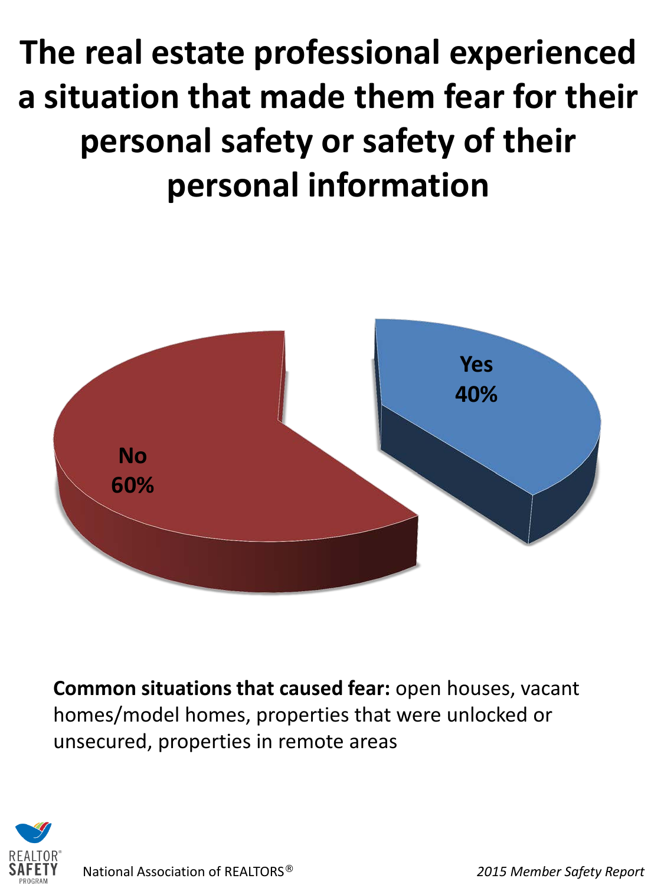# The real estate professional experienced a situation that made them fear for their personal safety or safety of their personal information

Yes
40%

No
60%

**Common situations that caused fear:** open houses, vacant homes/model homes, properties that were unlocked or unsecured, properties in remote areas

National Association of REALTORS®

*2015 Member Safety Report*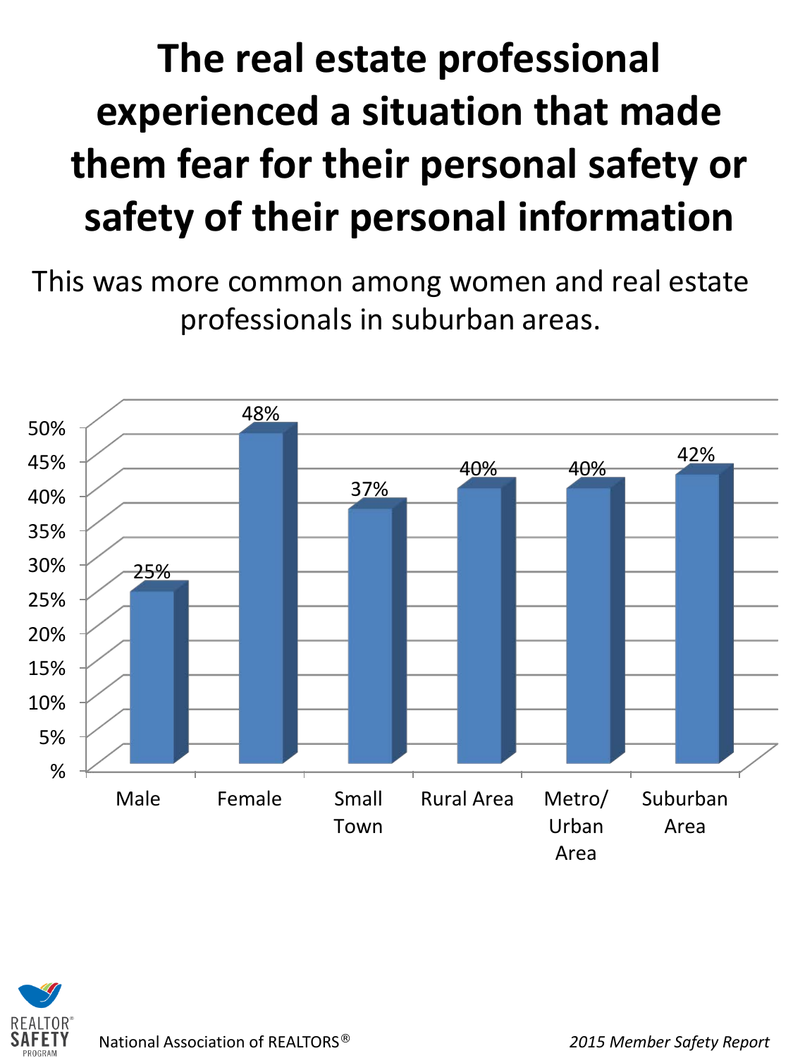# The real estate professional experienced a situation that made them fear for their personal safety or safety of their personal information

This was more common among women and real estate professionals in suburban areas.

| Category | Percentage |
| --- | --- |
| Male | 25% |
| Female | 48% |
| Small Town | 37% |
| Rural Area | 40% |
| Metro/ Urban Area | 40% |
| Suburban Area | 42% |

REALTOR® SAFETY PROGRAM

National Association of REALTORS®

*2015 Member Safety Report*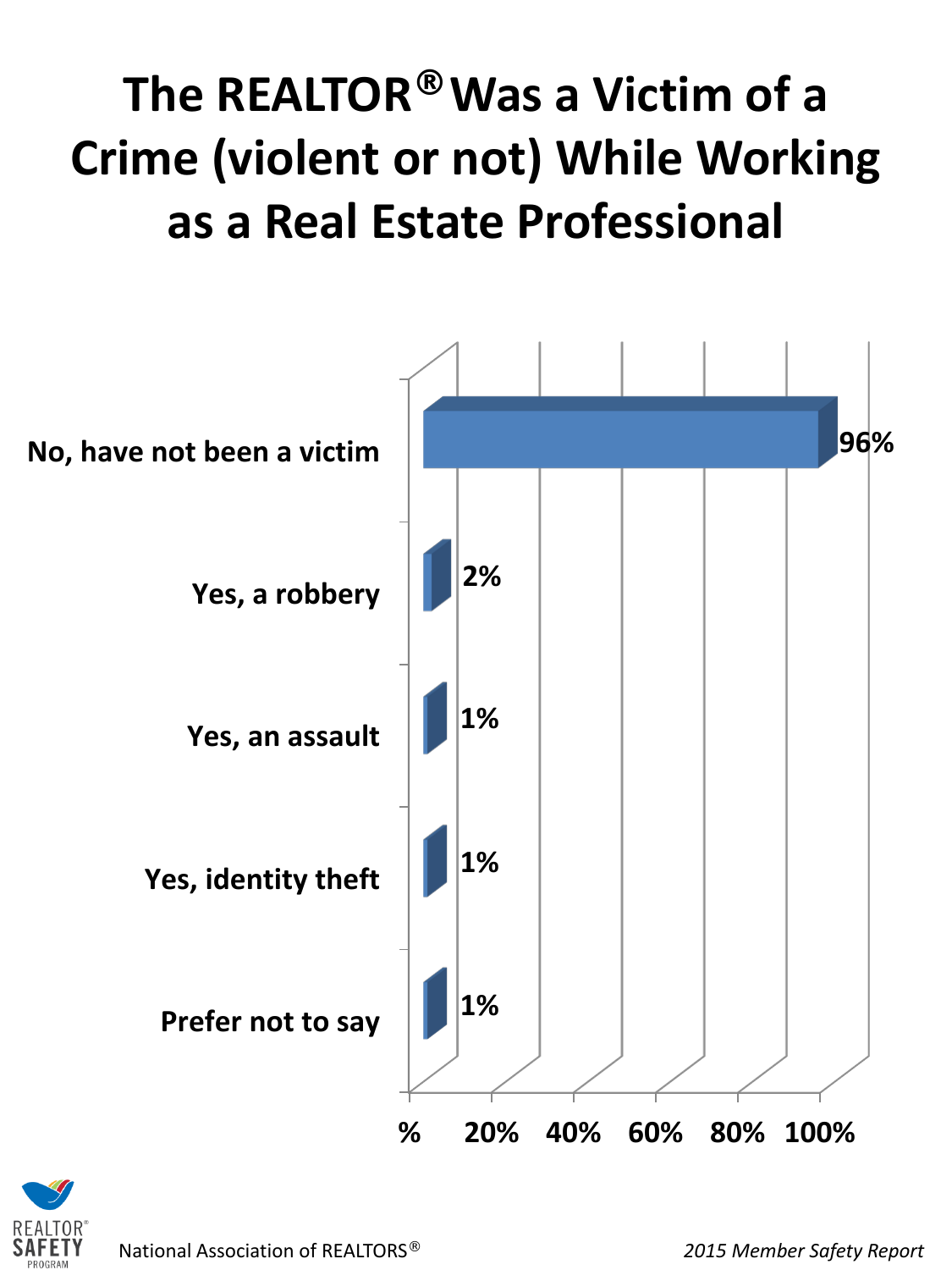# The REALTOR® Was a Victim of a Crime (violent or not) While Working as a Real Estate Professional

| Response | % |
|---|---|
| No, have not been a victim | 96% |
| Yes, a robbery | 2% |
| Yes, an assault | 1% |
| Yes, identity theft | 1% |
| Prefer not to say | 1% |

National Association of REALTORS®

*2015 Member Safety Report*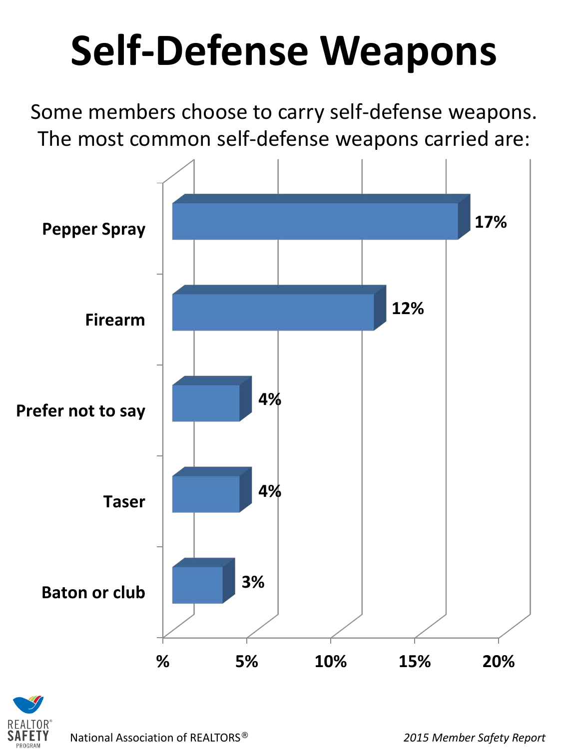# Self-Defense Weapons

Some members choose to carry self-defense weapons. The most common self-defense weapons carried are:

| Weapon | Percent |
| --- | --- |
| Pepper Spray | 17% |
| Firearm | 12% |
| Prefer not to say | 4% |
| Taser | 4% |
| Baton or club | 3% |

National Association of REALTORS®

*2015 Member Safety Report*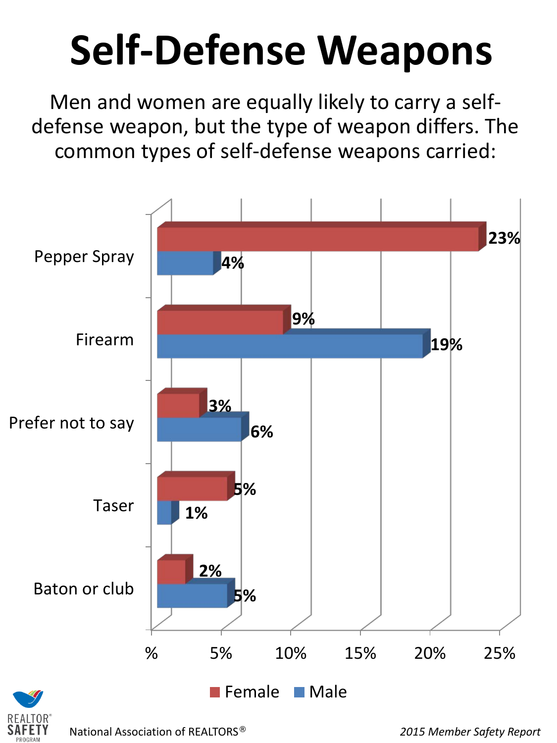# Self-Defense Weapons

Men and women are equally likely to carry a self-defense weapon, but the type of weapon differs. The common types of self-defense weapons carried:

| Weapon | Female | Male |
|---|---|---|
| Pepper Spray | 23% | 4% |
| Firearm | 9% | 19% |
| Prefer not to say | 3% | 6% |
| Taser | 5% | 1% |
| Baton or club | 2% | 5% |

REALTOR® SAFETY PROGRAM

National Association of REALTORS®

*2015 Member Safety Report*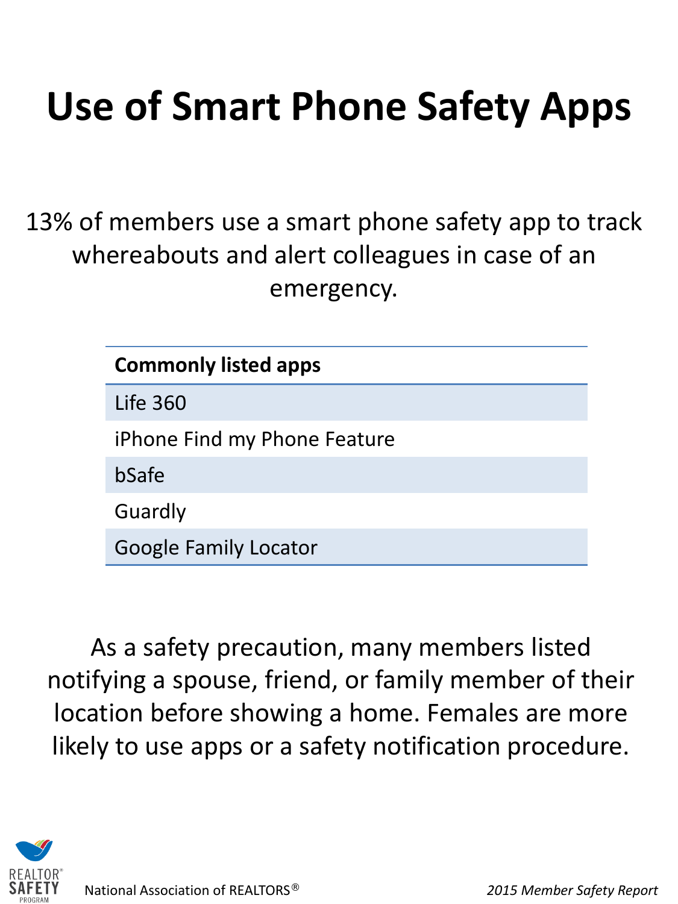# Use of Smart Phone Safety Apps

13% of members use a smart phone safety app to track whereabouts and alert colleagues in case of an emergency.

| Commonly listed apps |
| --- |
| Life 360 |
| iPhone Find my Phone Feature |
| bSafe |
| Guardly |
| Google Family Locator |

As a safety precaution, many members listed notifying a spouse, friend, or family member of their location before showing a home. Females are more likely to use apps or a safety notification procedure.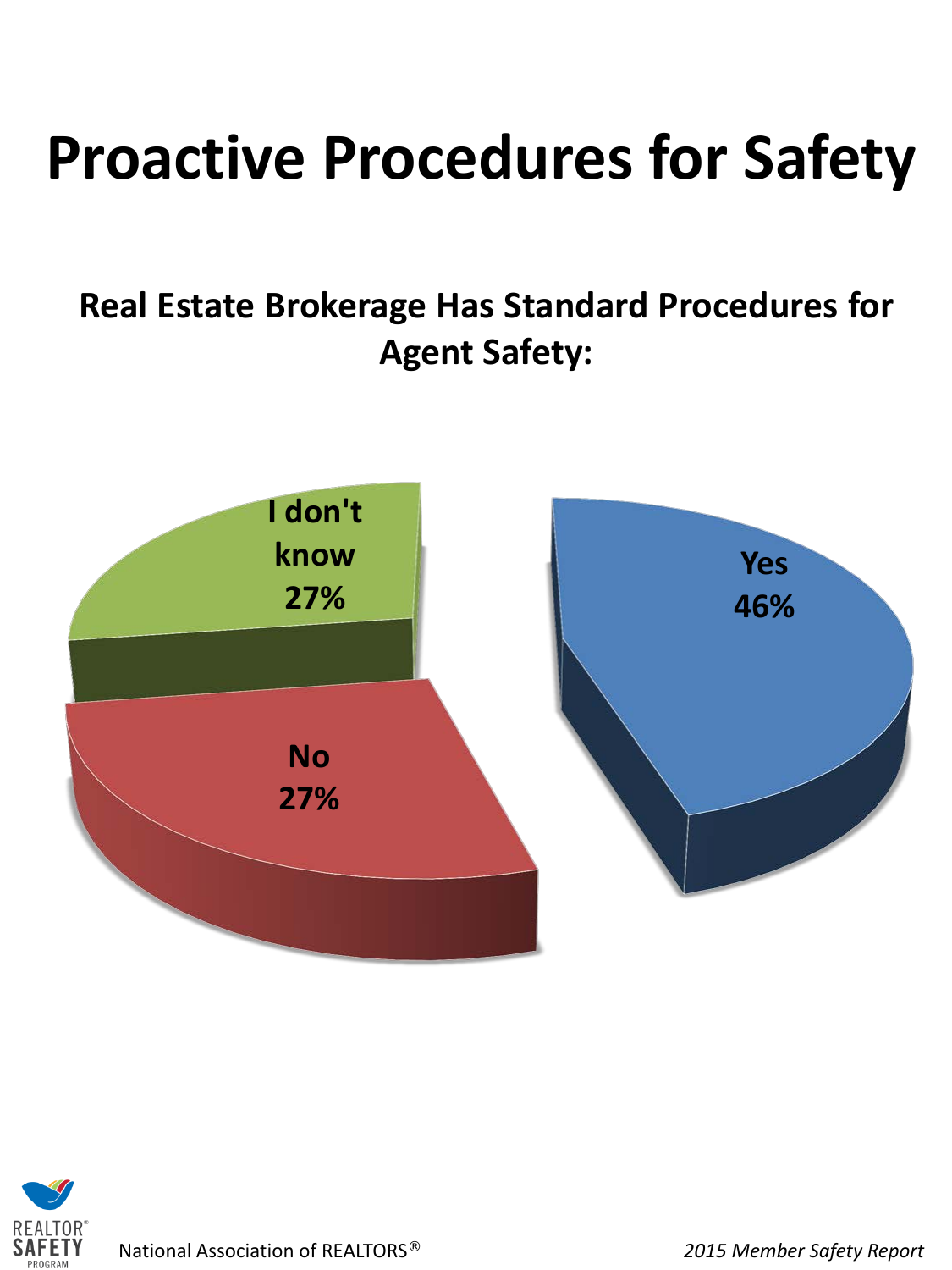# Proactive Procedures for Safety

## Real Estate Brokerage Has Standard Procedures for Agent Safety:

| Response | Percentage |
| --- | --- |
| Yes | 46% |
| No | 27% |
| I don't know | 27% |

REALTOR® SAFETY PROGRAM

National Association of REALTORS®

*2015 Member Safety Report*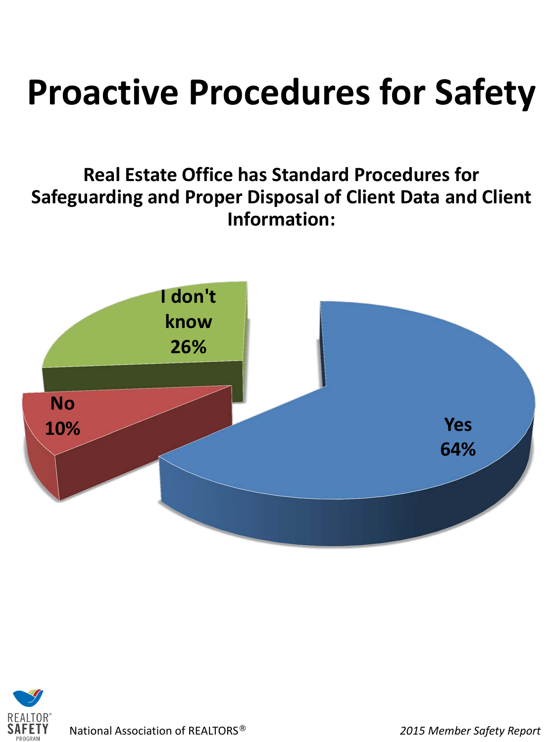# Proactive Procedures for Safety

## Real Estate Office has Standard Procedures for Safeguarding and Proper Disposal of Client Data and Client Information:

| Response | Percentage |
| --- | --- |
| Yes | 64% |
| No | 10% |
| I don't know | 26% |

National Association of REALTORS®

*2015 Member Safety Report*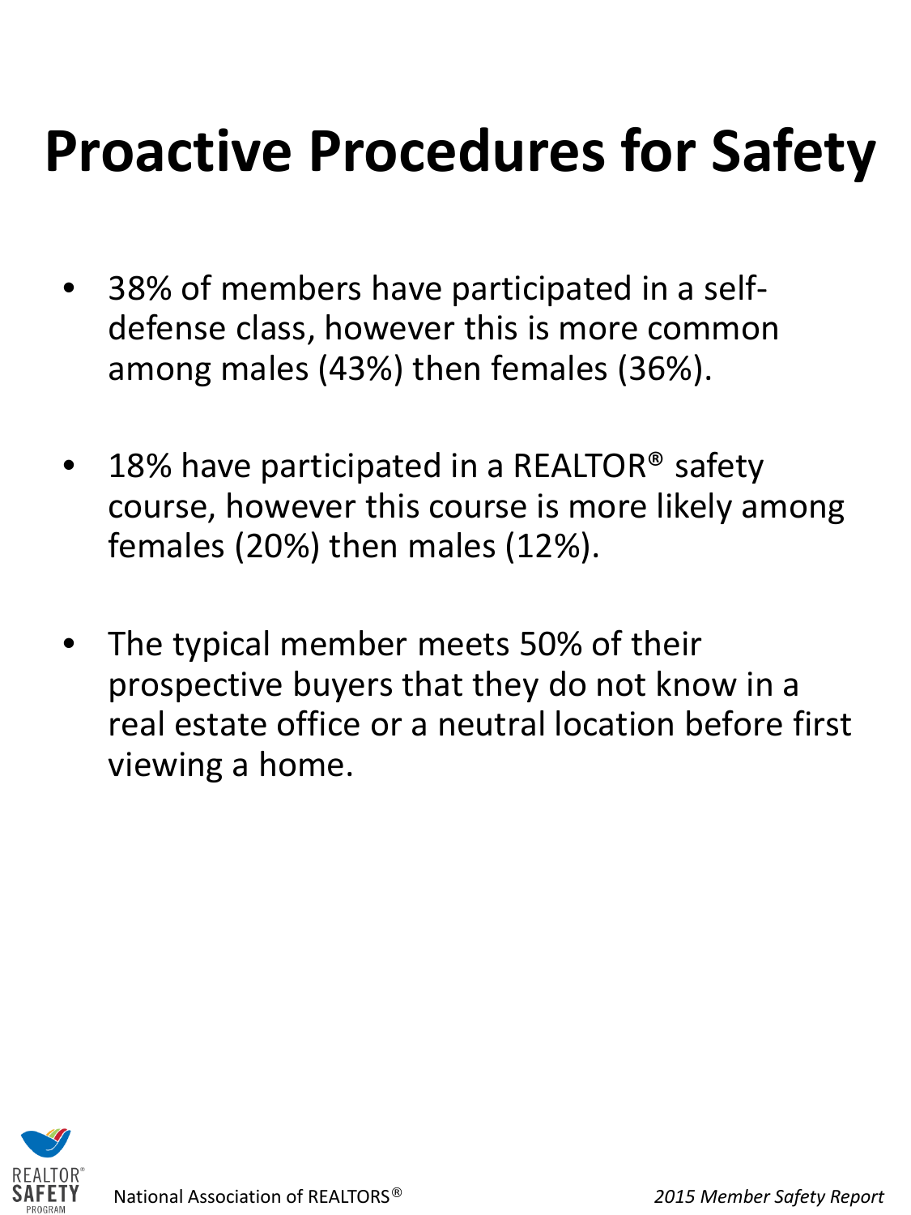# Proactive Procedures for Safety

- 38% of members have participated in a self-defense class, however this is more common among males (43%) then females (36%).
- 18% have participated in a REALTOR® safety course, however this course is more likely among females (20%) then males (12%).
- The typical member meets 50% of their prospective buyers that they do not know in a real estate office or a neutral location before first viewing a home.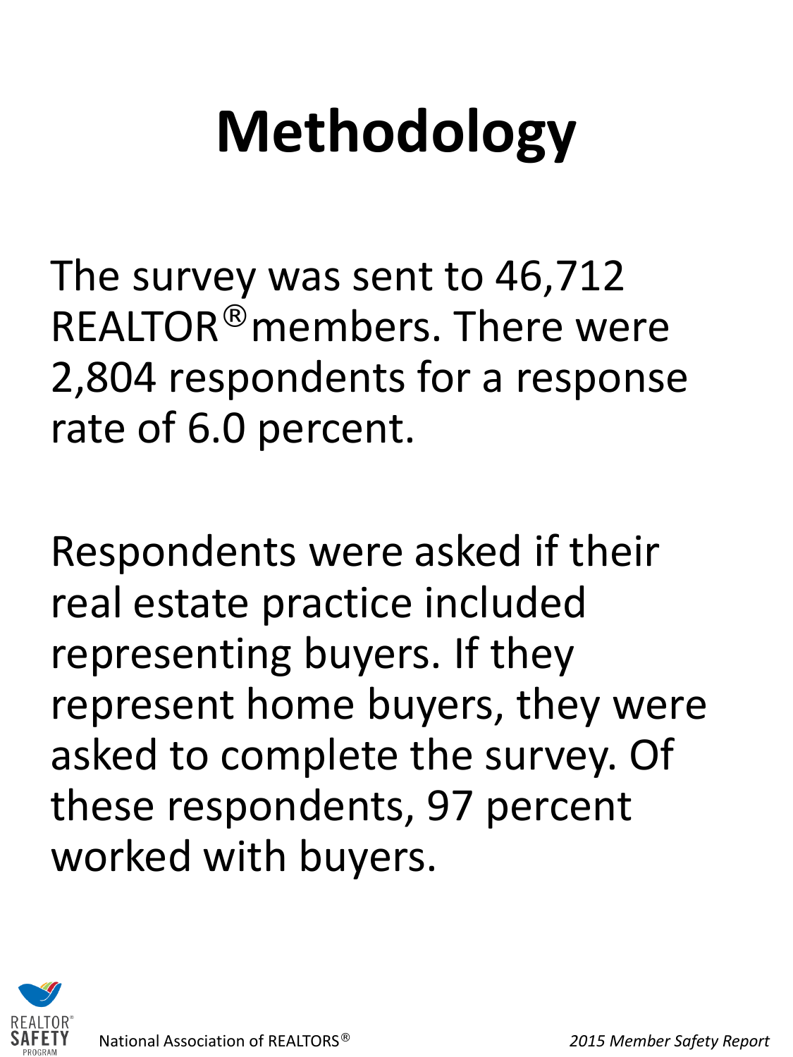# Methodology

The survey was sent to 46,712 REALTOR® members. There were 2,804 respondents for a response rate of 6.0 percent.

Respondents were asked if their real estate practice included representing buyers. If they represent home buyers, they were asked to complete the survey. Of these respondents, 97 percent worked with buyers.